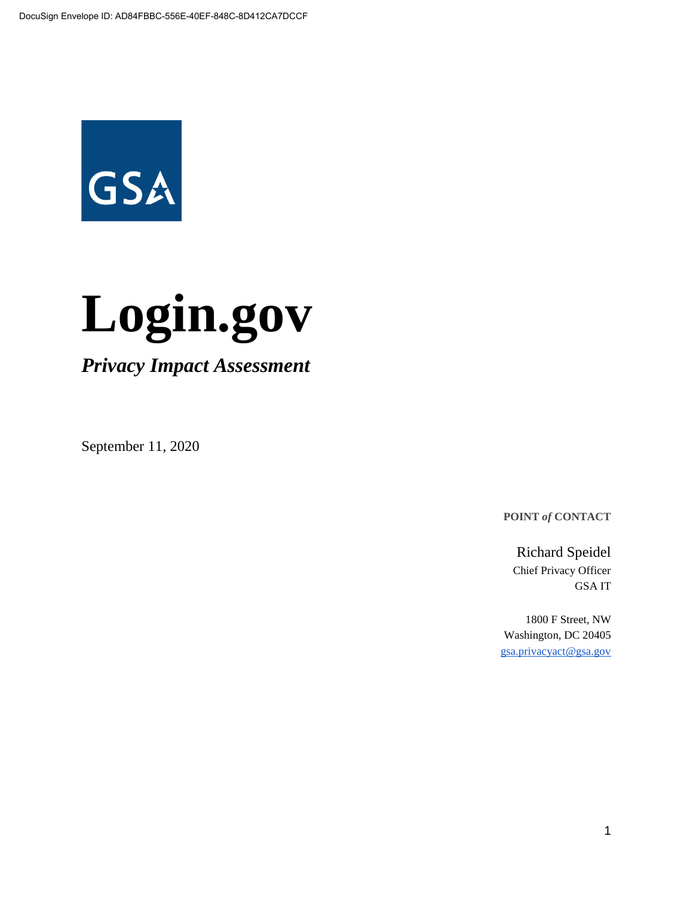DocuSign Envelope ID: AD84FBBC-556E-40EF-848C-8D412CA7DCCF

GSA

# Login.gov

## *Privacy Impact Assessment*

September 11, 2020

**POINT *of* CONTACT**

Richard Speidel
Chief Privacy Officer
GSA IT

1800 F Street, NW
Washington, DC 20405
gsa.privacyact@gsa.gov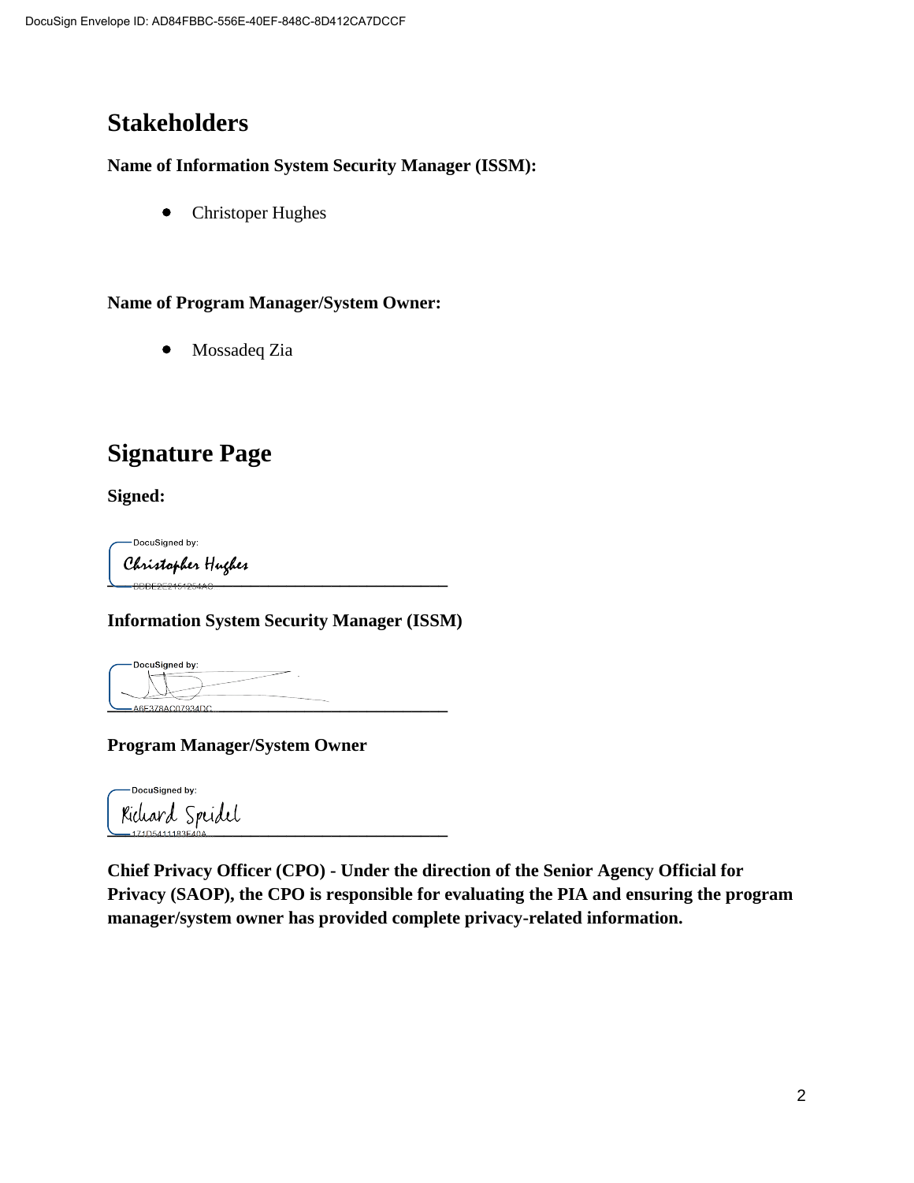## Stakeholders

**Name of Information System Security Manager (ISSM):**

- Christoper Hughes

**Name of Program Manager/System Owner:**

- Mossadeq Zia

## Signature Page

**Signed:**

DocuSigned by:
Christopher Hughes
BBBE2C2151254AC
_______________________________

**Information System Security Manager (ISSM)**

DocuSigned by:
A6E378AC07934DC
_______________________________

**Program Manager/System Owner**

DocuSigned by:
Richard Speidel
171D5411183F40A
_______________________________

**Chief Privacy Officer (CPO) - Under the direction of the Senior Agency Official for Privacy (SAOP), the CPO is responsible for evaluating the PIA and ensuring the program manager/system owner has provided complete privacy-related information.**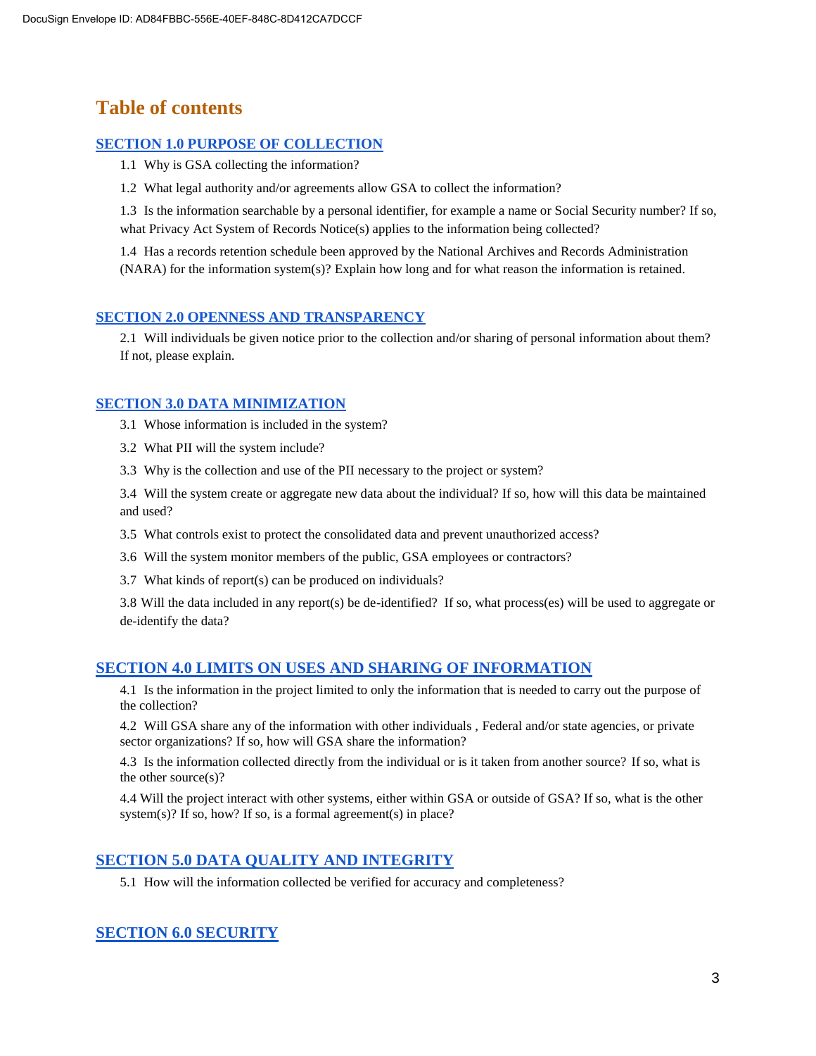# Table of contents

## SECTION 1.0 PURPOSE OF COLLECTION

1.1 Why is GSA collecting the information?

1.2 What legal authority and/or agreements allow GSA to collect the information?

1.3 Is the information searchable by a personal identifier, for example a name or Social Security number? If so, what Privacy Act System of Records Notice(s) applies to the information being collected?

1.4 Has a records retention schedule been approved by the National Archives and Records Administration (NARA) for the information system(s)? Explain how long and for what reason the information is retained.

## SECTION 2.0 OPENNESS AND TRANSPARENCY

2.1 Will individuals be given notice prior to the collection and/or sharing of personal information about them? If not, please explain.

## SECTION 3.0 DATA MINIMIZATION

3.1 Whose information is included in the system?

3.2 What PII will the system include?

3.3 Why is the collection and use of the PII necessary to the project or system?

3.4 Will the system create or aggregate new data about the individual? If so, how will this data be maintained and used?

3.5 What controls exist to protect the consolidated data and prevent unauthorized access?

3.6 Will the system monitor members of the public, GSA employees or contractors?

3.7 What kinds of report(s) can be produced on individuals?

3.8 Will the data included in any report(s) be de-identified? If so, what process(es) will be used to aggregate or de-identify the data?

## SECTION 4.0 LIMITS ON USES AND SHARING OF INFORMATION

4.1 Is the information in the project limited to only the information that is needed to carry out the purpose of the collection?

4.2 Will GSA share any of the information with other individuals , Federal and/or state agencies, or private sector organizations? If so, how will GSA share the information?

4.3 Is the information collected directly from the individual or is it taken from another source? If so, what is the other source(s)?

4.4 Will the project interact with other systems, either within GSA or outside of GSA? If so, what is the other system(s)? If so, how? If so, is a formal agreement(s) in place?

## SECTION 5.0 DATA QUALITY AND INTEGRITY

5.1 How will the information collected be verified for accuracy and completeness?

## SECTION 6.0 SECURITY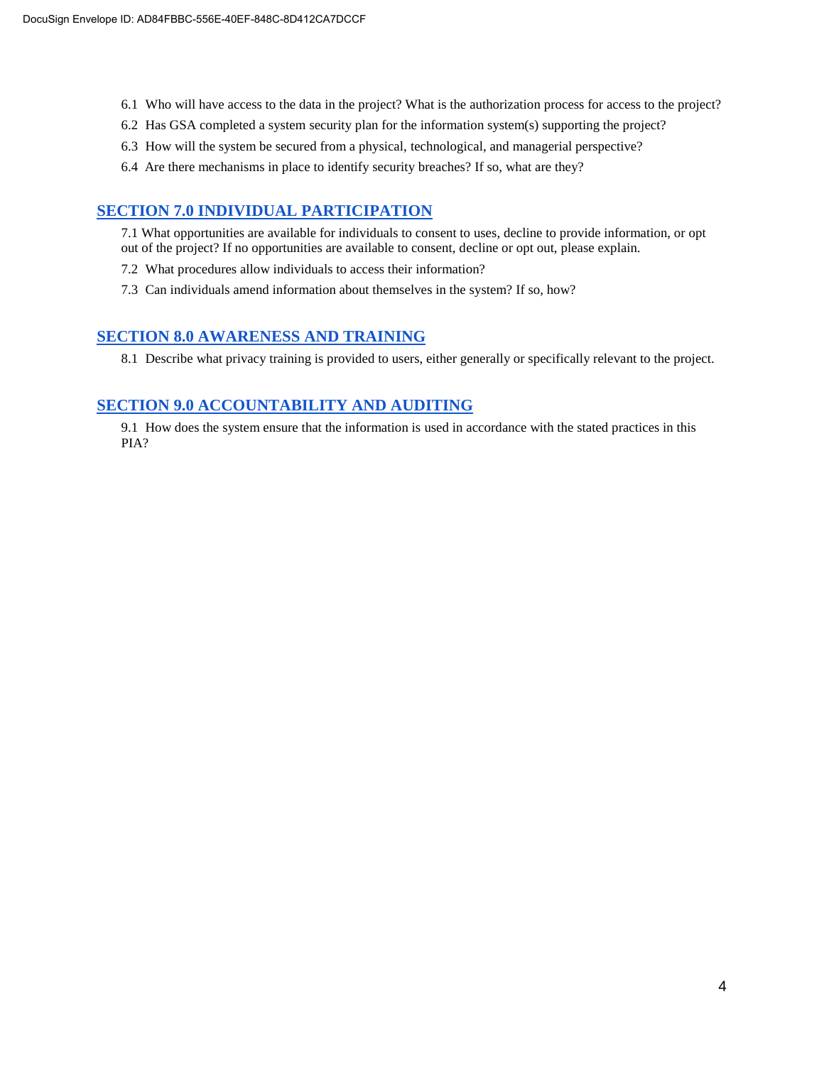6.1 Who will have access to the data in the project? What is the authorization process for access to the project?

6.2 Has GSA completed a system security plan for the information system(s) supporting the project?

6.3 How will the system be secured from a physical, technological, and managerial perspective?

6.4 Are there mechanisms in place to identify security breaches? If so, what are they?

## SECTION 7.0 INDIVIDUAL PARTICIPATION

7.1 What opportunities are available for individuals to consent to uses, decline to provide information, or opt out of the project? If no opportunities are available to consent, decline or opt out, please explain.

7.2 What procedures allow individuals to access their information?

7.3 Can individuals amend information about themselves in the system? If so, how?

## SECTION 8.0 AWARENESS AND TRAINING

8.1 Describe what privacy training is provided to users, either generally or specifically relevant to the project.

## SECTION 9.0 ACCOUNTABILITY AND AUDITING

9.1 How does the system ensure that the information is used in accordance with the stated practices in this PIA?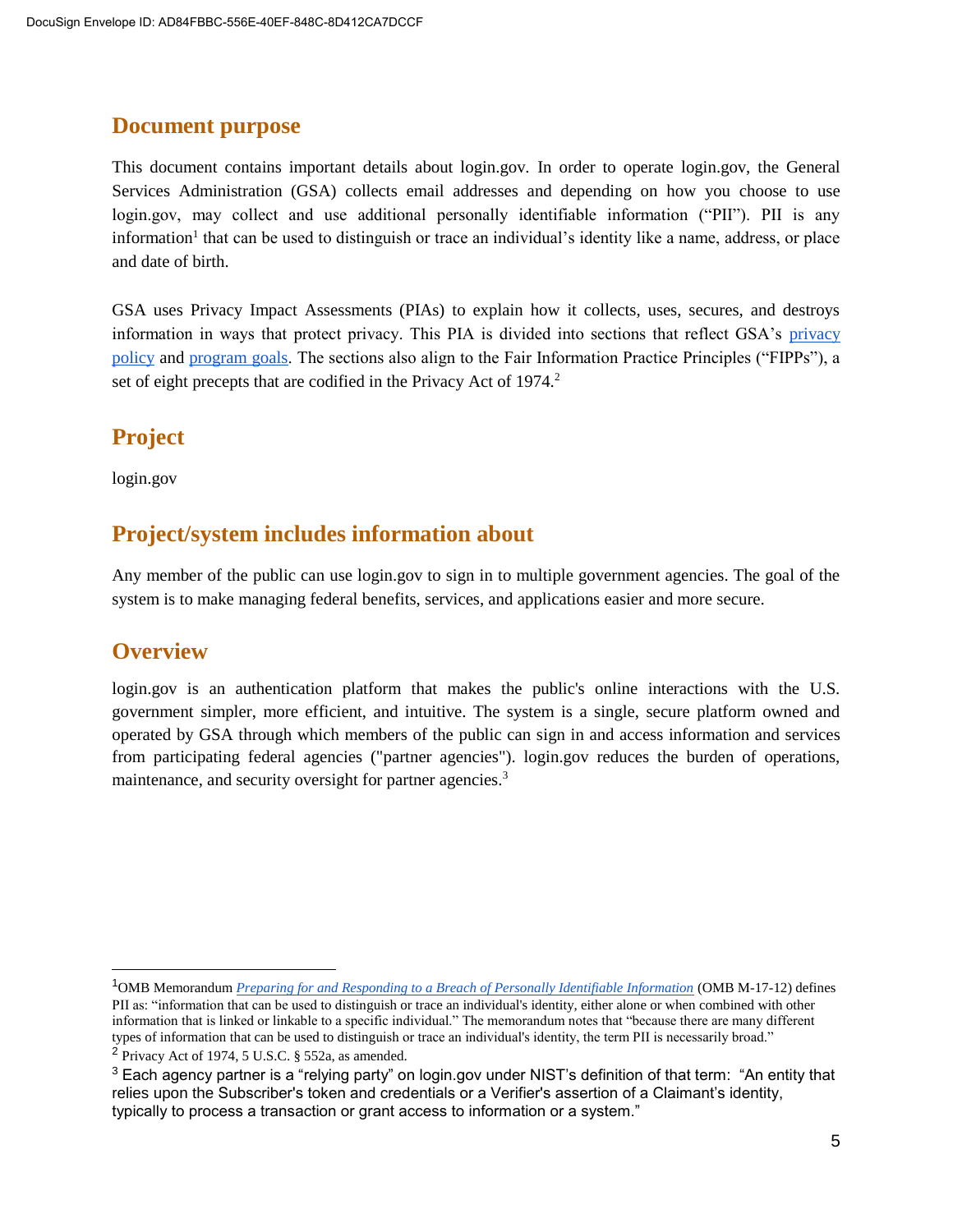## Document purpose

This document contains important details about login.gov. In order to operate login.gov, the General Services Administration (GSA) collects email addresses and depending on how you choose to use login.gov, may collect and use additional personally identifiable information ("PII"). PII is any information[1] that can be used to distinguish or trace an individual's identity like a name, address, or place and date of birth.

GSA uses Privacy Impact Assessments (PIAs) to explain how it collects, uses, secures, and destroys information in ways that protect privacy. This PIA is divided into sections that reflect GSA's [privacy policy](#) and [program goals](#). The sections also align to the Fair Information Practice Principles ("FIPPs"), a set of eight precepts that are codified in the Privacy Act of 1974.[2]

## Project

login.gov

## Project/system includes information about

Any member of the public can use login.gov to sign in to multiple government agencies. The goal of the system is to make managing federal benefits, services, and applications easier and more secure.

## Overview

login.gov is an authentication platform that makes the public's online interactions with the U.S. government simpler, more efficient, and intuitive. The system is a single, secure platform owned and operated by GSA through which members of the public can sign in and access information and services from participating federal agencies ("partner agencies"). login.gov reduces the burden of operations, maintenance, and security oversight for partner agencies.[3]

---

[1] OMB Memorandum *Preparing for and Responding to a Breach of Personally Identifiable Information* (OMB M-17-12) defines PII as: "information that can be used to distinguish or trace an individual's identity, either alone or when combined with other information that is linked or linkable to a specific individual." The memorandum notes that "because there are many different types of information that can be used to distinguish or trace an individual's identity, the term PII is necessarily broad."

[2] Privacy Act of 1974, 5 U.S.C. § 552a, as amended.

[3] Each agency partner is a "relying party" on login.gov under NIST's definition of that term: "An entity that relies upon the Subscriber's token and credentials or a Verifier's assertion of a Claimant's identity, typically to process a transaction or grant access to information or a system."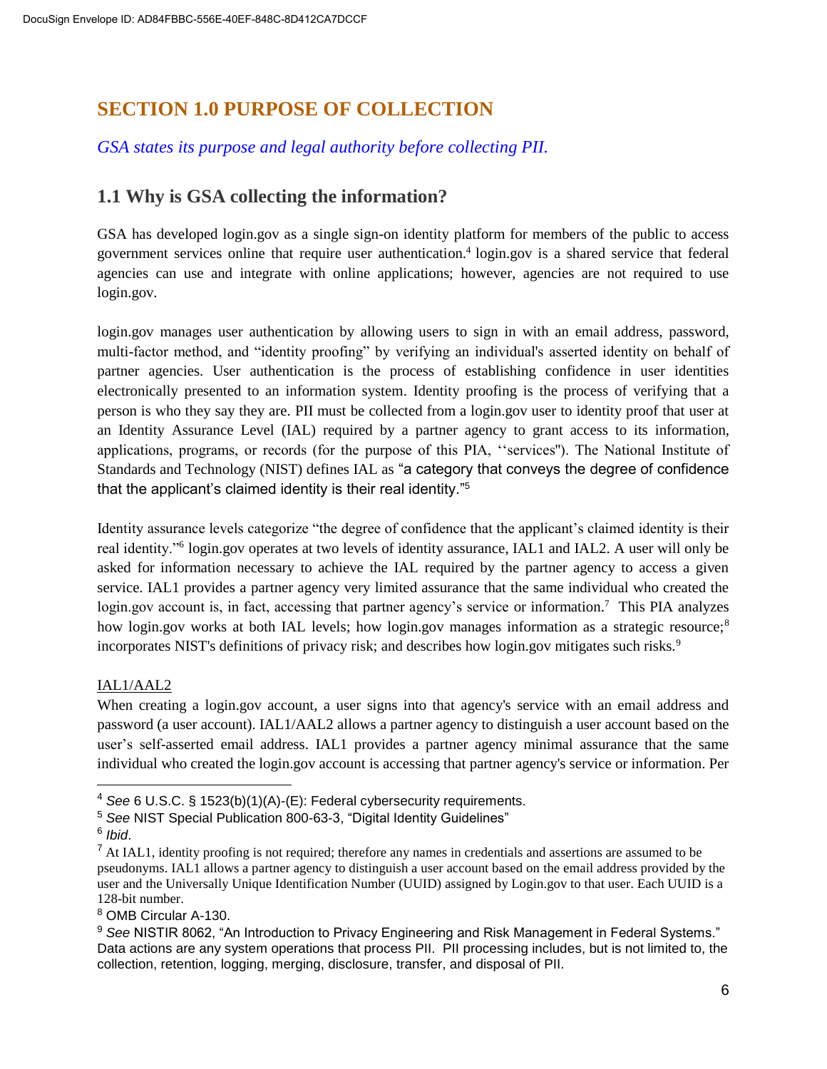## SECTION 1.0 PURPOSE OF COLLECTION

*GSA states its purpose and legal authority before collecting PII.*

### 1.1 Why is GSA collecting the information?

GSA has developed login.gov as a single sign-on identity platform for members of the public to access government services online that require user authentication.[4] login.gov is a shared service that federal agencies can use and integrate with online applications; however, agencies are not required to use login.gov.

login.gov manages user authentication by allowing users to sign in with an email address, password, multi-factor method, and "identity proofing" by verifying an individual's asserted identity on behalf of partner agencies. User authentication is the process of establishing confidence in user identities electronically presented to an information system. Identity proofing is the process of verifying that a person is who they say they are. PII must be collected from a login.gov user to identity proof that user at an Identity Assurance Level (IAL) required by a partner agency to grant access to its information, applications, programs, or records (for the purpose of this PIA, ''services"). The National Institute of Standards and Technology (NIST) defines IAL as "a category that conveys the degree of confidence that the applicant's claimed identity is their real identity."[5]

Identity assurance levels categorize "the degree of confidence that the applicant's claimed identity is their real identity."[6] login.gov operates at two levels of identity assurance, IAL1 and IAL2. A user will only be asked for information necessary to achieve the IAL required by the partner agency to access a given service. IAL1 provides a partner agency very limited assurance that the same individual who created the login.gov account is, in fact, accessing that partner agency's service or information.[7] This PIA analyzes how login.gov works at both IAL levels; how login.gov manages information as a strategic resource;[8] incorporates NIST's definitions of privacy risk; and describes how login.gov mitigates such risks.[9]

<u>IAL1/AAL2</u>

When creating a login.gov account, a user signs into that agency's service with an email address and password (a user account). IAL1/AAL2 allows a partner agency to distinguish a user account based on the user's self-asserted email address. IAL1 provides a partner agency minimal assurance that the same individual who created the login.gov account is accessing that partner agency's service or information. Per

---

[4] *See* 6 U.S.C. § 1523(b)(1)(A)-(E): Federal cybersecurity requirements.

[5] *See* NIST Special Publication 800-63-3, "Digital Identity Guidelines"

[6] *Ibid*.

[7] At IAL1, identity proofing is not required; therefore any names in credentials and assertions are assumed to be pseudonyms. IAL1 allows a partner agency to distinguish a user account based on the email address provided by the user and the Universally Unique Identification Number (UUID) assigned by Login.gov to that user. Each UUID is a 128-bit number.

[8] OMB Circular A-130.

[9] *See* NISTIR 8062, "An Introduction to Privacy Engineering and Risk Management in Federal Systems." Data actions are any system operations that process PII. PII processing includes, but is not limited to, the collection, retention, logging, merging, disclosure, transfer, and disposal of PII.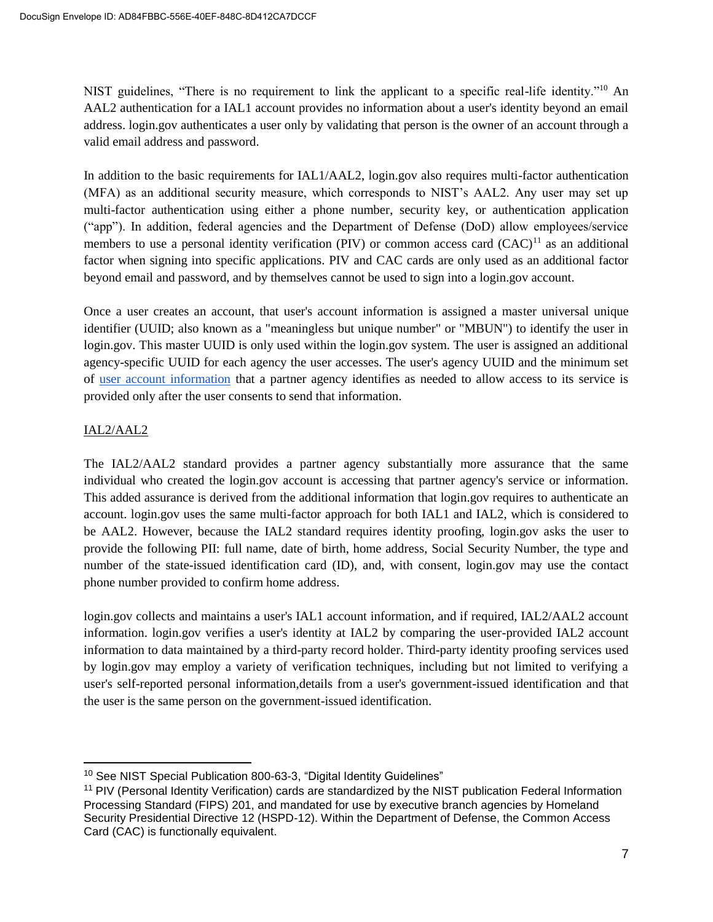NIST guidelines, “There is no requirement to link the applicant to a specific real-life identity.”[10] An AAL2 authentication for a IAL1 account provides no information about a user's identity beyond an email address. login.gov authenticates a user only by validating that person is the owner of an account through a valid email address and password.

In addition to the basic requirements for IAL1/AAL2, login.gov also requires multi-factor authentication (MFA) as an additional security measure, which corresponds to NIST’s AAL2. Any user may set up multi-factor authentication using either a phone number, security key, or authentication application (“app”). In addition, federal agencies and the Department of Defense (DoD) allow employees/service members to use a personal identity verification (PIV) or common access card (CAC)[11] as an additional factor when signing into specific applications. PIV and CAC cards are only used as an additional factor beyond email and password, and by themselves cannot be used to sign into a login.gov account.

Once a user creates an account, that user's account information is assigned a master universal unique identifier (UUID; also known as a "meaningless but unique number" or "MBUN") to identify the user in login.gov. This master UUID is only used within the login.gov system. The user is assigned an additional agency-specific UUID for each agency the user accesses. The user's agency UUID and the minimum set of user account information that a partner agency identifies as needed to allow access to its service is provided only after the user consents to send that information.

## IAL2/AAL2

The IAL2/AAL2 standard provides a partner agency substantially more assurance that the same individual who created the login.gov account is accessing that partner agency's service or information. This added assurance is derived from the additional information that login.gov requires to authenticate an account. login.gov uses the same multi-factor approach for both IAL1 and IAL2, which is considered to be AAL2. However, because the IAL2 standard requires identity proofing, login.gov asks the user to provide the following PII: full name, date of birth, home address, Social Security Number, the type and number of the state-issued identification card (ID), and, with consent, login.gov may use the contact phone number provided to confirm home address.

login.gov collects and maintains a user's IAL1 account information, and if required, IAL2/AAL2 account information. login.gov verifies a user's identity at IAL2 by comparing the user-provided IAL2 account information to data maintained by a third-party record holder. Third-party identity proofing services used by login.gov may employ a variety of verification techniques, including but not limited to verifying a user's self-reported personal information,details from a user's government-issued identification and that the user is the same person on the government-issued identification.

---

[10] See NIST Special Publication 800-63-3, “Digital Identity Guidelines”

[11] PIV (Personal Identity Verification) cards are standardized by the NIST publication Federal Information Processing Standard (FIPS) 201, and mandated for use by executive branch agencies by Homeland Security Presidential Directive 12 (HSPD-12). Within the Department of Defense, the Common Access Card (CAC) is functionally equivalent.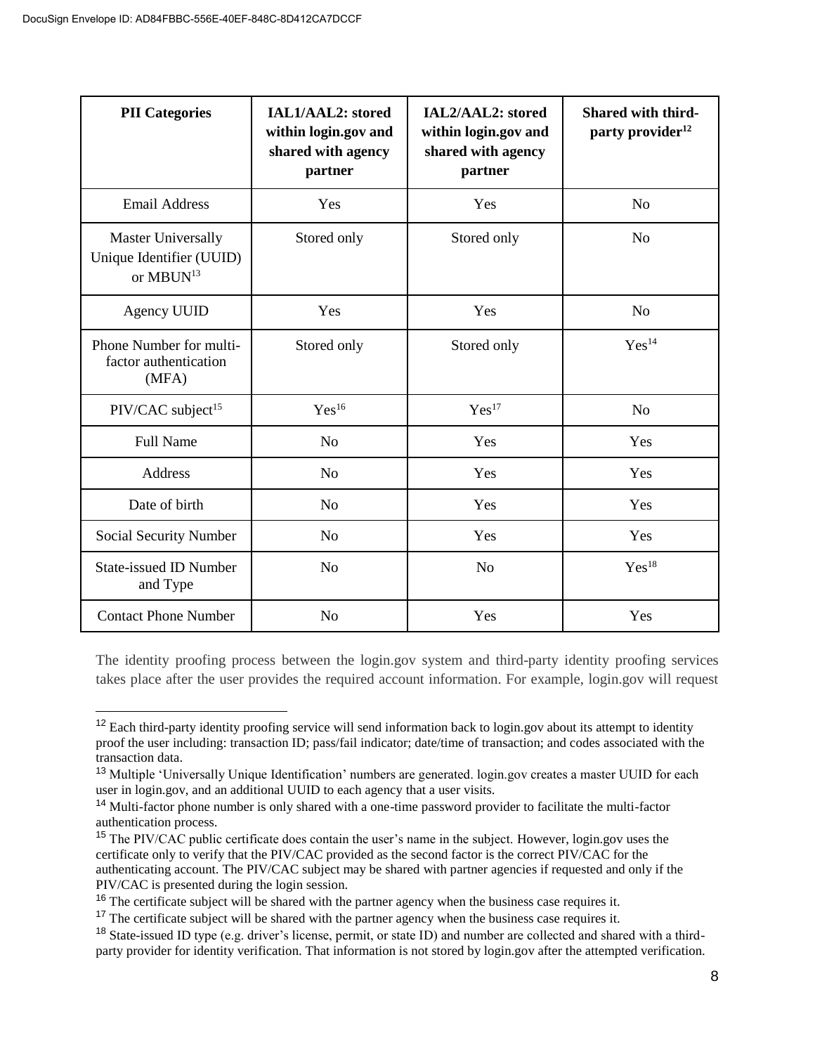| PII Categories | IAL1/AAL2: stored within login.gov and shared with agency partner | IAL2/AAL2: stored within login.gov and shared with agency partner | Shared with third-party provider[12] |
|---|---|---|---|
| Email Address | Yes | Yes | No |
| Master Universally Unique Identifier (UUID) or MBUN[13] | Stored only | Stored only | No |
| Agency UUID | Yes | Yes | No |
| Phone Number for multi-factor authentication (MFA) | Stored only | Stored only | Yes[14] |
| PIV/CAC subject[15] | Yes[16] | Yes[17] | No |
| Full Name | No | Yes | Yes |
| Address | No | Yes | Yes |
| Date of birth | No | Yes | Yes |
| Social Security Number | No | Yes | Yes |
| State-issued ID Number and Type | No | No | Yes[18] |
| Contact Phone Number | No | Yes | Yes |

The identity proofing process between the login.gov system and third-party identity proofing services takes place after the user provides the required account information. For example, login.gov will request

[12] Each third-party identity proofing service will send information back to login.gov about its attempt to identity proof the user including: transaction ID; pass/fail indicator; date/time of transaction; and codes associated with the transaction data.

[13] Multiple 'Universally Unique Identification' numbers are generated. login.gov creates a master UUID for each user in login.gov, and an additional UUID to each agency that a user visits.

[14] Multi-factor phone number is only shared with a one-time password provider to facilitate the multi-factor authentication process.

[15] The PIV/CAC public certificate does contain the user's name in the subject. However, login.gov uses the certificate only to verify that the PIV/CAC provided as the second factor is the correct PIV/CAC for the authenticating account. The PIV/CAC subject may be shared with partner agencies if requested and only if the PIV/CAC is presented during the login session.

[16] The certificate subject will be shared with the partner agency when the business case requires it.

[17] The certificate subject will be shared with the partner agency when the business case requires it.

[18] State-issued ID type (e.g. driver's license, permit, or state ID) and number are collected and shared with a third-party provider for identity verification. That information is not stored by login.gov after the attempted verification.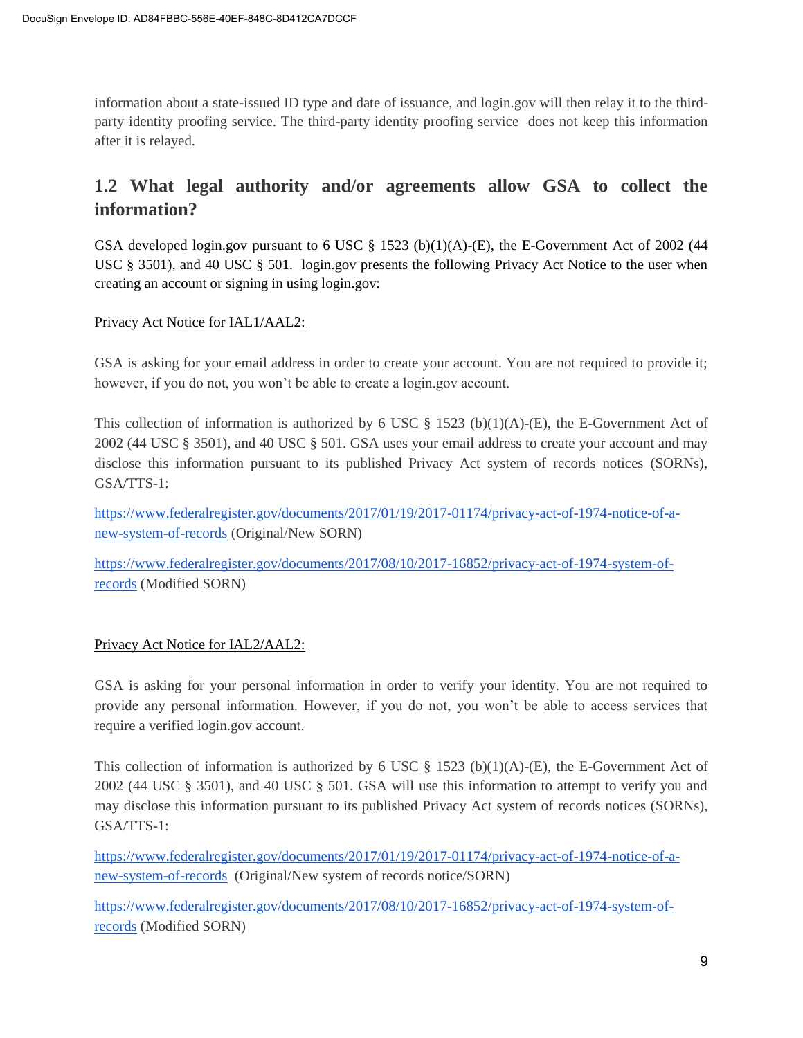information about a state-issued ID type and date of issuance, and login.gov will then relay it to the third-party identity proofing service. The third-party identity proofing service does not keep this information after it is relayed.

## 1.2 What legal authority and/or agreements allow GSA to collect the information?

GSA developed login.gov pursuant to 6 USC § 1523 (b)(1)(A)-(E), the E-Government Act of 2002 (44 USC § 3501), and 40 USC § 501. login.gov presents the following Privacy Act Notice to the user when creating an account or signing in using login.gov:

<u>Privacy Act Notice for IAL1/AAL2:</u>

GSA is asking for your email address in order to create your account. You are not required to provide it; however, if you do not, you won't be able to create a login.gov account.

This collection of information is authorized by 6 USC § 1523 (b)(1)(A)-(E), the E-Government Act of 2002 (44 USC § 3501), and 40 USC § 501. GSA uses your email address to create your account and may disclose this information pursuant to its published Privacy Act system of records notices (SORNs), GSA/TTS-1:

[https://www.federalregister.gov/documents/2017/01/19/2017-01174/privacy-act-of-1974-notice-of-a-new-system-of-records](https://www.federalregister.gov/documents/2017/01/19/2017-01174/privacy-act-of-1974-notice-of-a-new-system-of-records) (Original/New SORN)

[https://www.federalregister.gov/documents/2017/08/10/2017-16852/privacy-act-of-1974-system-of-records](https://www.federalregister.gov/documents/2017/08/10/2017-16852/privacy-act-of-1974-system-of-records) (Modified SORN)

<u>Privacy Act Notice for IAL2/AAL2:</u>

GSA is asking for your personal information in order to verify your identity. You are not required to provide any personal information. However, if you do not, you won't be able to access services that require a verified login.gov account.

This collection of information is authorized by 6 USC § 1523 (b)(1)(A)-(E), the E-Government Act of 2002 (44 USC § 3501), and 40 USC § 501. GSA will use this information to attempt to verify you and may disclose this information pursuant to its published Privacy Act system of records notices (SORNs), GSA/TTS-1:

[https://www.federalregister.gov/documents/2017/01/19/2017-01174/privacy-act-of-1974-notice-of-a-new-system-of-records](https://www.federalregister.gov/documents/2017/01/19/2017-01174/privacy-act-of-1974-notice-of-a-new-system-of-records) (Original/New system of records notice/SORN)

[https://www.federalregister.gov/documents/2017/08/10/2017-16852/privacy-act-of-1974-system-of-records](https://www.federalregister.gov/documents/2017/08/10/2017-16852/privacy-act-of-1974-system-of-records) (Modified SORN)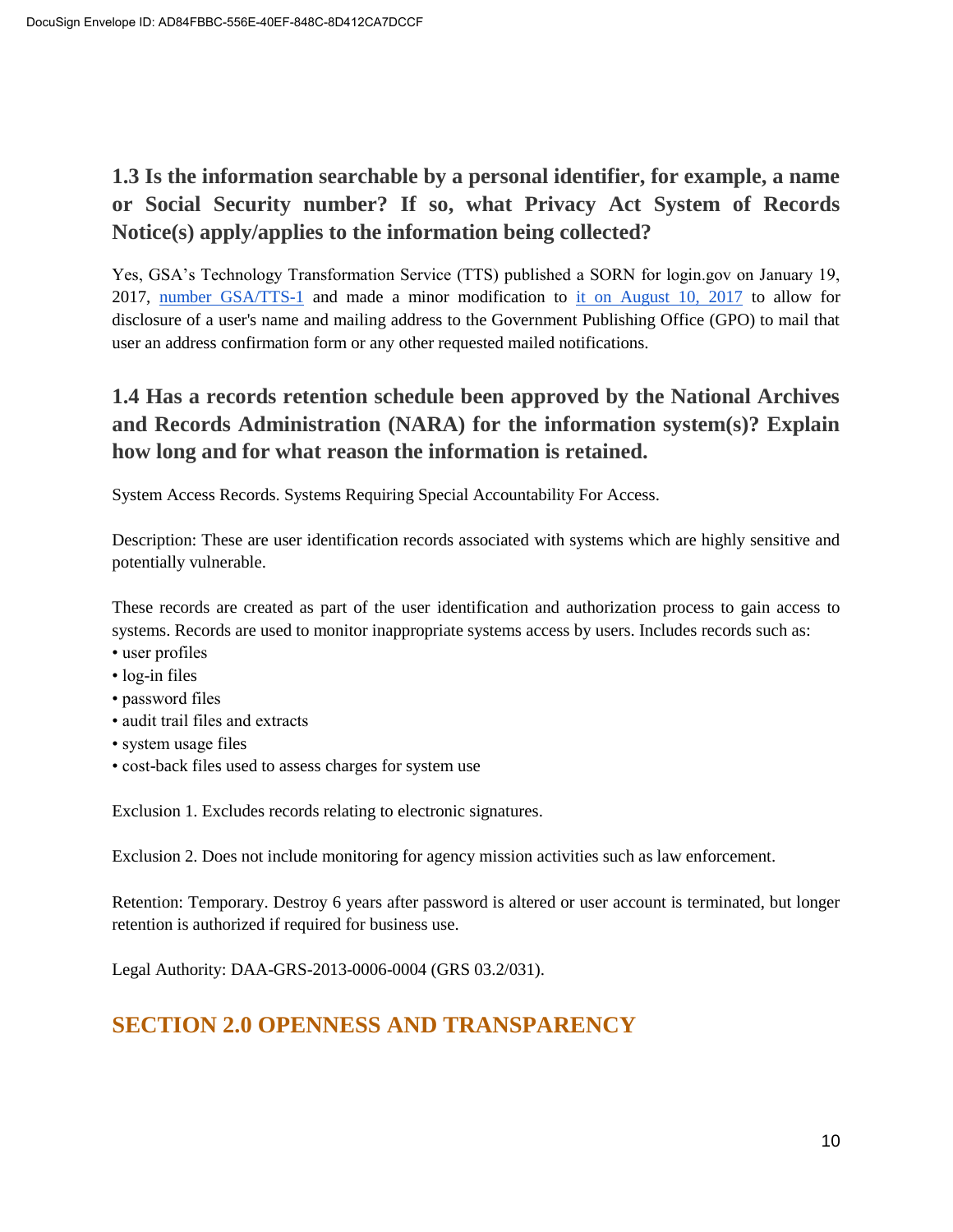## 1.3 Is the information searchable by a personal identifier, for example, a name or Social Security number? If so, what Privacy Act System of Records Notice(s) apply/applies to the information being collected?

Yes, GSA's Technology Transformation Service (TTS) published a SORN for login.gov on January 19, 2017, number GSA/TTS-1 and made a minor modification to it on August 10, 2017 to allow for disclosure of a user's name and mailing address to the Government Publishing Office (GPO) to mail that user an address confirmation form or any other requested mailed notifications.

## 1.4 Has a records retention schedule been approved by the National Archives and Records Administration (NARA) for the information system(s)? Explain how long and for what reason the information is retained.

System Access Records. Systems Requiring Special Accountability For Access.

Description: These are user identification records associated with systems which are highly sensitive and potentially vulnerable.

These records are created as part of the user identification and authorization process to gain access to systems. Records are used to monitor inappropriate systems access by users. Includes records such as:

- user profiles
- log-in files
- password files
- audit trail files and extracts
- system usage files
- cost-back files used to assess charges for system use

Exclusion 1. Excludes records relating to electronic signatures.

Exclusion 2. Does not include monitoring for agency mission activities such as law enforcement.

Retention: Temporary. Destroy 6 years after password is altered or user account is terminated, but longer retention is authorized if required for business use.

Legal Authority: DAA-GRS-2013-0006-0004 (GRS 03.2/031).

# SECTION 2.0 OPENNESS AND TRANSPARENCY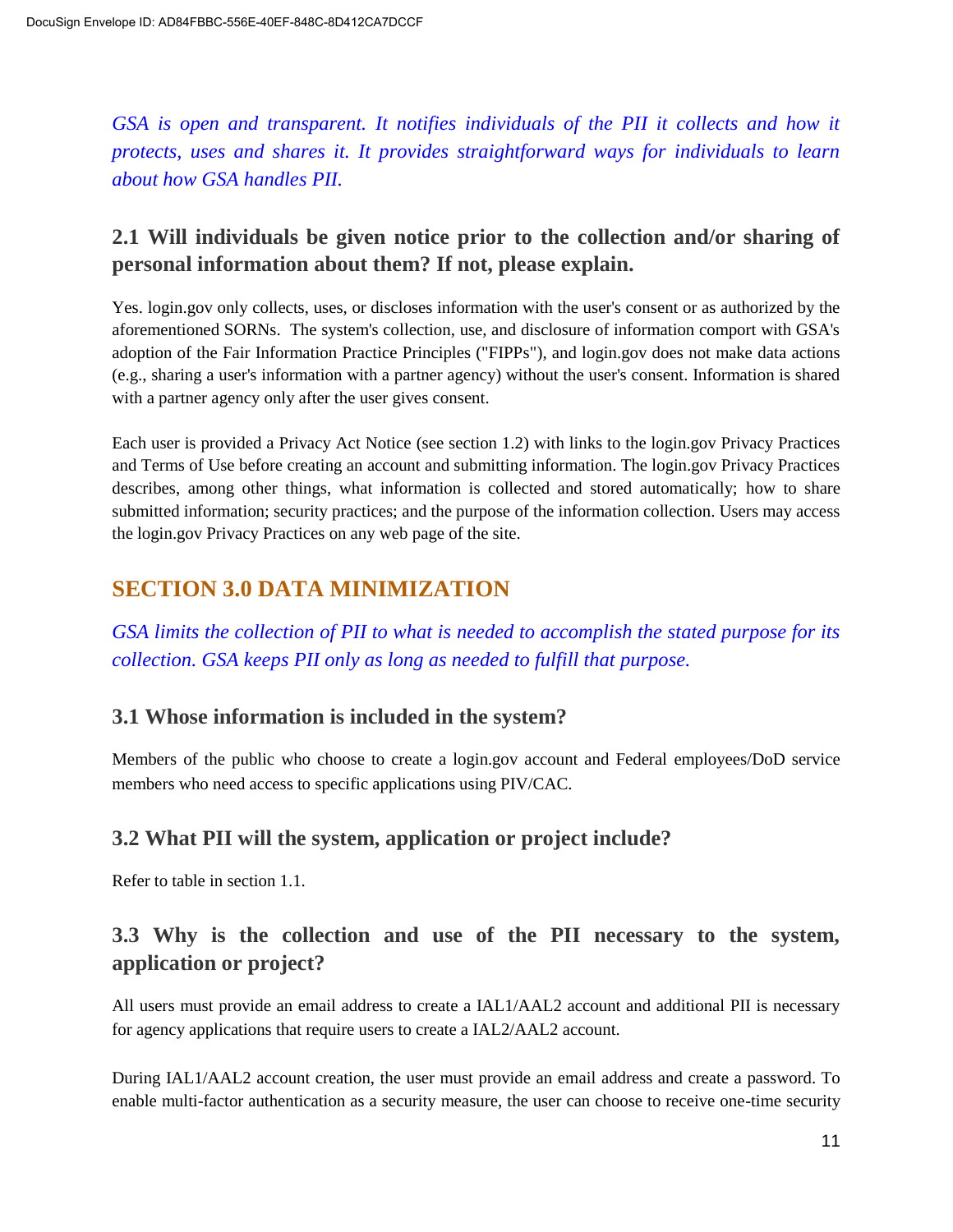*GSA is open and transparent. It notifies individuals of the PII it collects and how it protects, uses and shares it. It provides straightforward ways for individuals to learn about how GSA handles PII.*

### 2.1 Will individuals be given notice prior to the collection and/or sharing of personal information about them? If not, please explain.

Yes. login.gov only collects, uses, or discloses information with the user's consent or as authorized by the aforementioned SORNs. The system's collection, use, and disclosure of information comport with GSA's adoption of the Fair Information Practice Principles ("FIPPs"), and login.gov does not make data actions (e.g., sharing a user's information with a partner agency) without the user's consent. Information is shared with a partner agency only after the user gives consent.

Each user is provided a Privacy Act Notice (see section 1.2) with links to the login.gov Privacy Practices and Terms of Use before creating an account and submitting information. The login.gov Privacy Practices describes, among other things, what information is collected and stored automatically; how to share submitted information; security practices; and the purpose of the information collection. Users may access the login.gov Privacy Practices on any web page of the site.

## SECTION 3.0 DATA MINIMIZATION

*GSA limits the collection of PII to what is needed to accomplish the stated purpose for its collection. GSA keeps PII only as long as needed to fulfill that purpose.*

### 3.1 Whose information is included in the system?

Members of the public who choose to create a login.gov account and Federal employees/DoD service members who need access to specific applications using PIV/CAC.

### 3.2 What PII will the system, application or project include?

Refer to table in section 1.1.

### 3.3 Why is the collection and use of the PII necessary to the system, application or project?

All users must provide an email address to create a IAL1/AAL2 account and additional PII is necessary for agency applications that require users to create a IAL2/AAL2 account.

During IAL1/AAL2 account creation, the user must provide an email address and create a password. To enable multi-factor authentication as a security measure, the user can choose to receive one-time security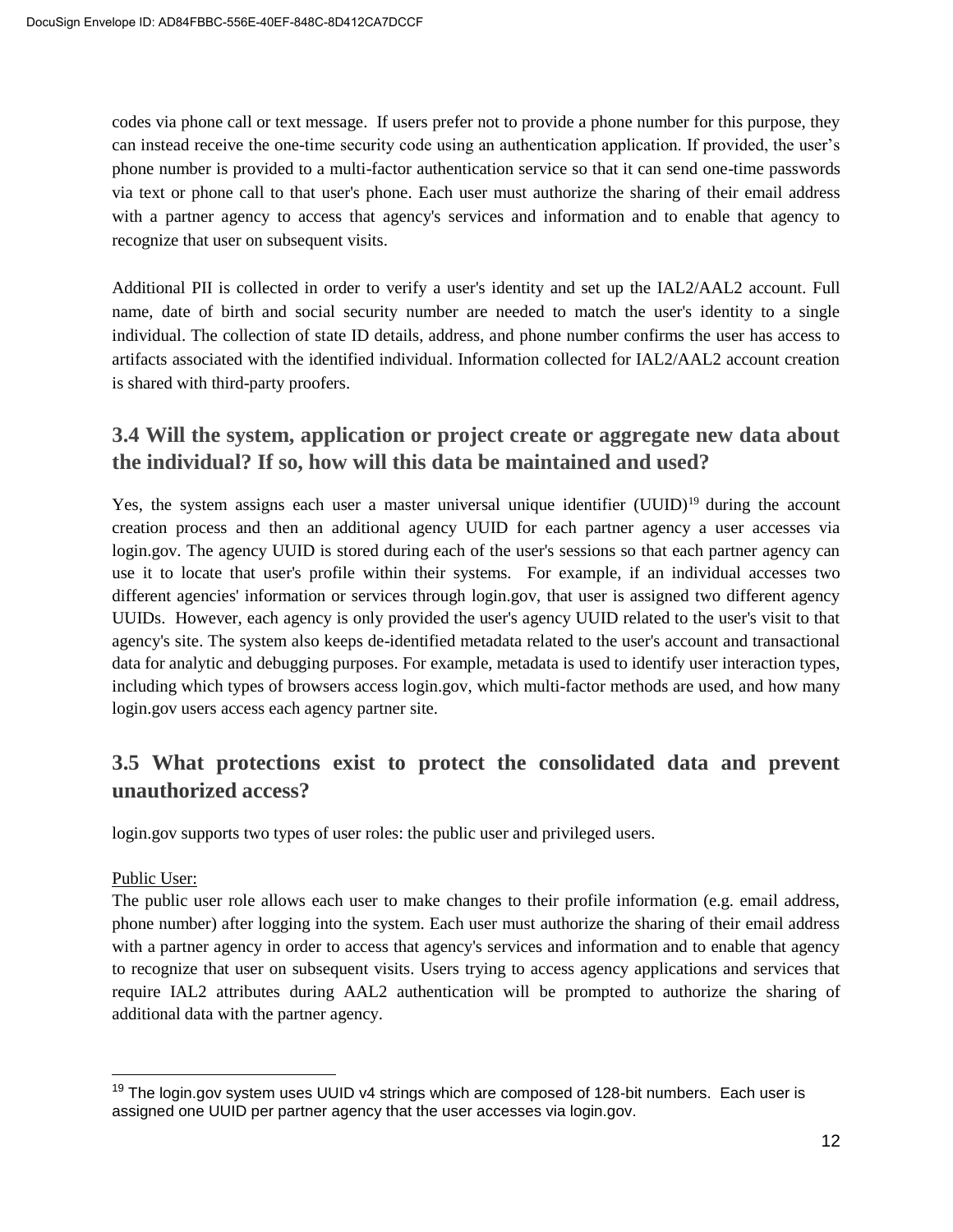codes via phone call or text message. If users prefer not to provide a phone number for this purpose, they can instead receive the one-time security code using an authentication application. If provided, the user's phone number is provided to a multi-factor authentication service so that it can send one-time passwords via text or phone call to that user's phone. Each user must authorize the sharing of their email address with a partner agency to access that agency's services and information and to enable that agency to recognize that user on subsequent visits.

Additional PII is collected in order to verify a user's identity and set up the IAL2/AAL2 account. Full name, date of birth and social security number are needed to match the user's identity to a single individual. The collection of state ID details, address, and phone number confirms the user has access to artifacts associated with the identified individual. Information collected for IAL2/AAL2 account creation is shared with third-party proofers.

## 3.4 Will the system, application or project create or aggregate new data about the individual? If so, how will this data be maintained and used?

Yes, the system assigns each user a master universal unique identifier (UUID)[19] during the account creation process and then an additional agency UUID for each partner agency a user accesses via login.gov. The agency UUID is stored during each of the user's sessions so that each partner agency can use it to locate that user's profile within their systems. For example, if an individual accesses two different agencies' information or services through login.gov, that user is assigned two different agency UUIDs. However, each agency is only provided the user's agency UUID related to the user's visit to that agency's site. The system also keeps de-identified metadata related to the user's account and transactional data for analytic and debugging purposes. For example, metadata is used to identify user interaction types, including which types of browsers access login.gov, which multi-factor methods are used, and how many login.gov users access each agency partner site.

## 3.5 What protections exist to protect the consolidated data and prevent unauthorized access?

login.gov supports two types of user roles: the public user and privileged users.

Public User:

The public user role allows each user to make changes to their profile information (e.g. email address, phone number) after logging into the system. Each user must authorize the sharing of their email address with a partner agency in order to access that agency's services and information and to enable that agency to recognize that user on subsequent visits. Users trying to access agency applications and services that require IAL2 attributes during AAL2 authentication will be prompted to authorize the sharing of additional data with the partner agency.

[19] The login.gov system uses UUID v4 strings which are composed of 128-bit numbers. Each user is assigned one UUID per partner agency that the user accesses via login.gov.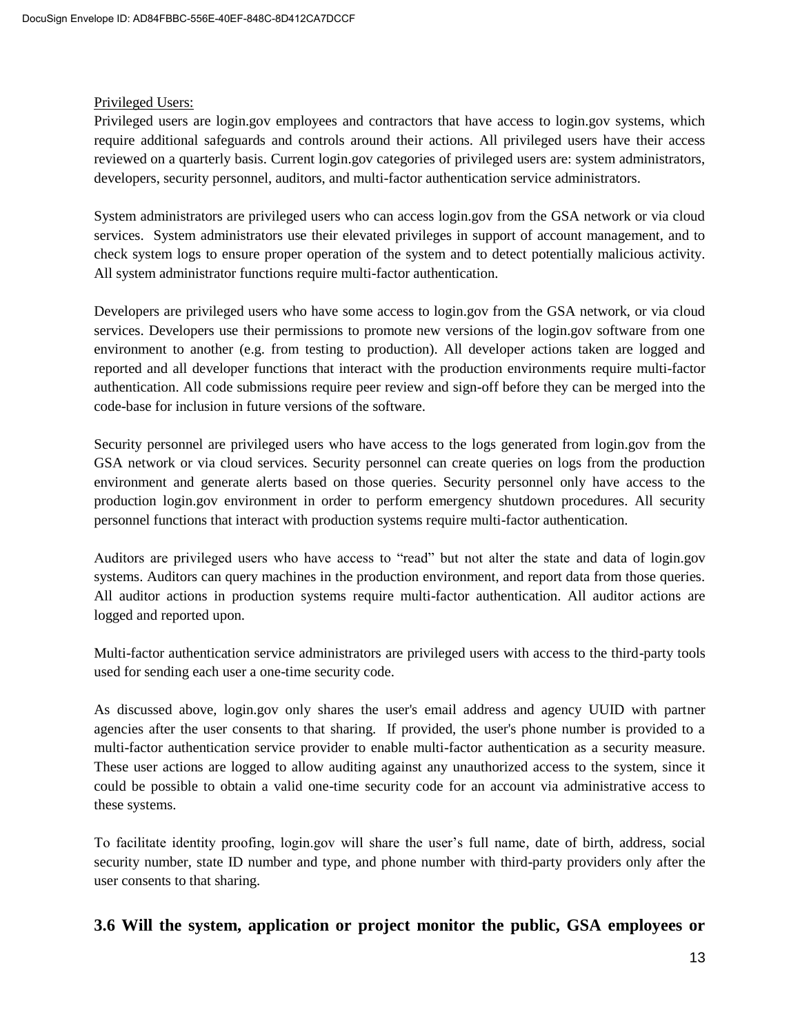Privileged Users:

Privileged users are login.gov employees and contractors that have access to login.gov systems, which require additional safeguards and controls around their actions. All privileged users have their access reviewed on a quarterly basis. Current login.gov categories of privileged users are: system administrators, developers, security personnel, auditors, and multi-factor authentication service administrators.

System administrators are privileged users who can access login.gov from the GSA network or via cloud services. System administrators use their elevated privileges in support of account management, and to check system logs to ensure proper operation of the system and to detect potentially malicious activity. All system administrator functions require multi-factor authentication.

Developers are privileged users who have some access to login.gov from the GSA network, or via cloud services. Developers use their permissions to promote new versions of the login.gov software from one environment to another (e.g. from testing to production). All developer actions taken are logged and reported and all developer functions that interact with the production environments require multi-factor authentication. All code submissions require peer review and sign-off before they can be merged into the code-base for inclusion in future versions of the software.

Security personnel are privileged users who have access to the logs generated from login.gov from the GSA network or via cloud services. Security personnel can create queries on logs from the production environment and generate alerts based on those queries. Security personnel only have access to the production login.gov environment in order to perform emergency shutdown procedures. All security personnel functions that interact with production systems require multi-factor authentication.

Auditors are privileged users who have access to “read” but not alter the state and data of login.gov systems. Auditors can query machines in the production environment, and report data from those queries. All auditor actions in production systems require multi-factor authentication. All auditor actions are logged and reported upon.

Multi-factor authentication service administrators are privileged users with access to the third-party tools used for sending each user a one-time security code.

As discussed above, login.gov only shares the user's email address and agency UUID with partner agencies after the user consents to that sharing. If provided, the user's phone number is provided to a multi-factor authentication service provider to enable multi-factor authentication as a security measure. These user actions are logged to allow auditing against any unauthorized access to the system, since it could be possible to obtain a valid one-time security code for an account via administrative access to these systems.

To facilitate identity proofing, login.gov will share the user’s full name, date of birth, address, social security number, state ID number and type, and phone number with third-party providers only after the user consents to that sharing.

## 3.6 Will the system, application or project monitor the public, GSA employees or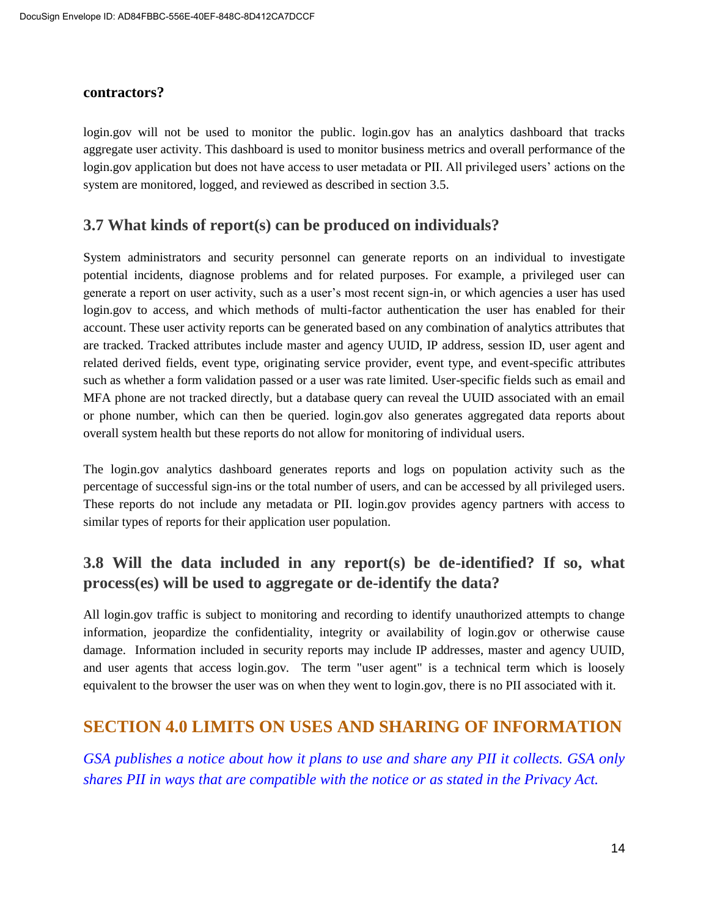**contractors?**

login.gov will not be used to monitor the public. login.gov has an analytics dashboard that tracks aggregate user activity. This dashboard is used to monitor business metrics and overall performance of the login.gov application but does not have access to user metadata or PII. All privileged users' actions on the system are monitored, logged, and reviewed as described in section 3.5.

### 3.7 What kinds of report(s) can be produced on individuals?

System administrators and security personnel can generate reports on an individual to investigate potential incidents, diagnose problems and for related purposes. For example, a privileged user can generate a report on user activity, such as a user's most recent sign-in, or which agencies a user has used login.gov to access, and which methods of multi-factor authentication the user has enabled for their account. These user activity reports can be generated based on any combination of analytics attributes that are tracked. Tracked attributes include master and agency UUID, IP address, session ID, user agent and related derived fields, event type, originating service provider, event type, and event-specific attributes such as whether a form validation passed or a user was rate limited. User-specific fields such as email and MFA phone are not tracked directly, but a database query can reveal the UUID associated with an email or phone number, which can then be queried. login.gov also generates aggregated data reports about overall system health but these reports do not allow for monitoring of individual users.

The login.gov analytics dashboard generates reports and logs on population activity such as the percentage of successful sign-ins or the total number of users, and can be accessed by all privileged users. These reports do not include any metadata or PII. login.gov provides agency partners with access to similar types of reports for their application user population.

### 3.8 Will the data included in any report(s) be de-identified? If so, what process(es) will be used to aggregate or de-identify the data?

All login.gov traffic is subject to monitoring and recording to identify unauthorized attempts to change information, jeopardize the confidentiality, integrity or availability of login.gov or otherwise cause damage. Information included in security reports may include IP addresses, master and agency UUID, and user agents that access login.gov. The term "user agent" is a technical term which is loosely equivalent to the browser the user was on when they went to login.gov, there is no PII associated with it.

## SECTION 4.0 LIMITS ON USES AND SHARING OF INFORMATION

*GSA publishes a notice about how it plans to use and share any PII it collects. GSA only shares PII in ways that are compatible with the notice or as stated in the Privacy Act.*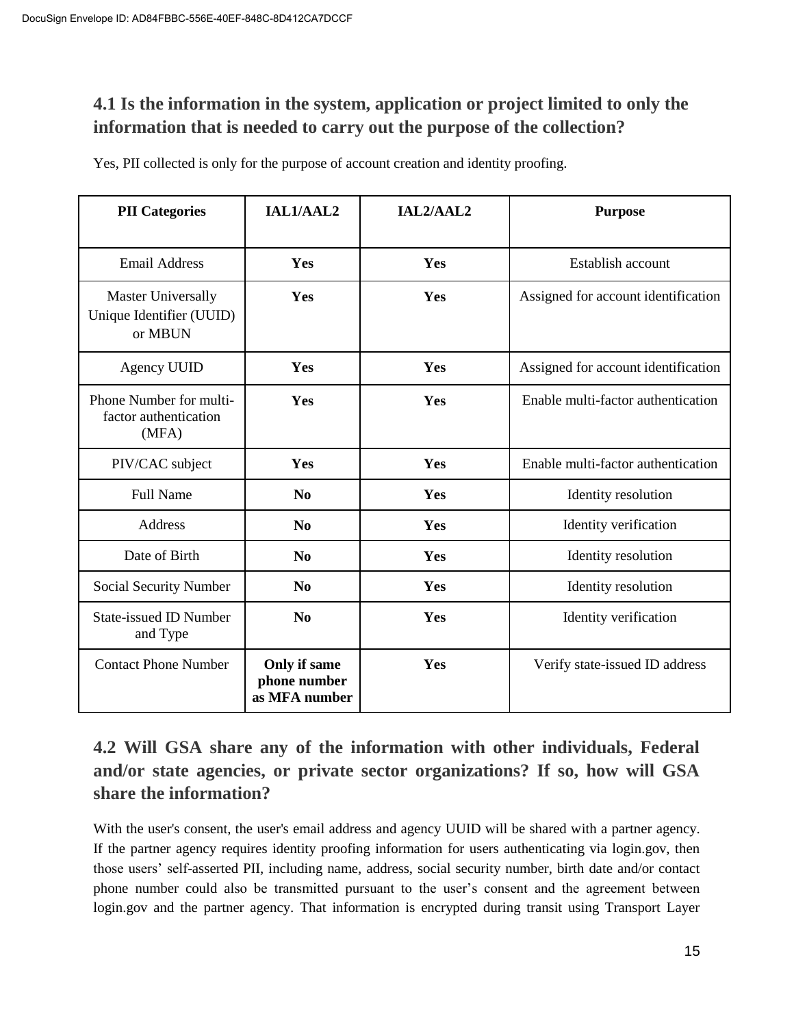## 4.1 Is the information in the system, application or project limited to only the information that is needed to carry out the purpose of the collection?

Yes, PII collected is only for the purpose of account creation and identity proofing.

| PII Categories | IAL1/AAL2 | IAL2/AAL2 | Purpose |
|---|---|---|---|
| Email Address | **Yes** | **Yes** | Establish account |
| Master Universally Unique Identifier (UUID) or MBUN | **Yes** | **Yes** | Assigned for account identification |
| Agency UUID | **Yes** | **Yes** | Assigned for account identification |
| Phone Number for multi-factor authentication (MFA) | **Yes** | **Yes** | Enable multi-factor authentication |
| PIV/CAC subject | **Yes** | **Yes** | Enable multi-factor authentication |
| Full Name | **No** | **Yes** | Identity resolution |
| Address | **No** | **Yes** | Identity verification |
| Date of Birth | **No** | **Yes** | Identity resolution |
| Social Security Number | **No** | **Yes** | Identity resolution |
| State-issued ID Number and Type | **No** | **Yes** | Identity verification |
| Contact Phone Number | **Only if same phone number as MFA number** | **Yes** | Verify state-issued ID address |

## 4.2 Will GSA share any of the information with other individuals, Federal and/or state agencies, or private sector organizations? If so, how will GSA share the information?

With the user's consent, the user's email address and agency UUID will be shared with a partner agency. If the partner agency requires identity proofing information for users authenticating via login.gov, then those users' self-asserted PII, including name, address, social security number, birth date and/or contact phone number could also be transmitted pursuant to the user's consent and the agreement between login.gov and the partner agency. That information is encrypted during transit using Transport Layer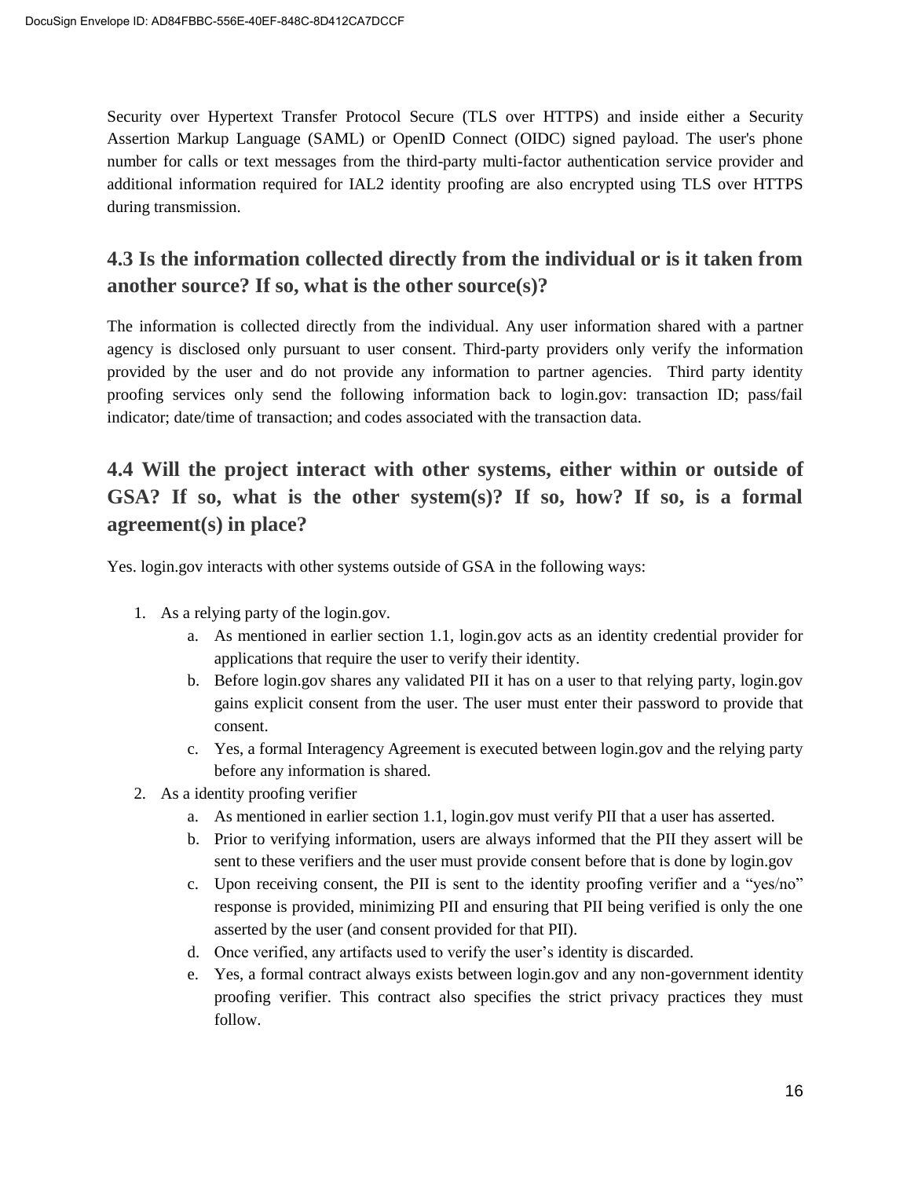Security over Hypertext Transfer Protocol Secure (TLS over HTTPS) and inside either a Security Assertion Markup Language (SAML) or OpenID Connect (OIDC) signed payload. The user's phone number for calls or text messages from the third-party multi-factor authentication service provider and additional information required for IAL2 identity proofing are also encrypted using TLS over HTTPS during transmission.

## 4.3 Is the information collected directly from the individual or is it taken from another source? If so, what is the other source(s)?

The information is collected directly from the individual. Any user information shared with a partner agency is disclosed only pursuant to user consent. Third-party providers only verify the information provided by the user and do not provide any information to partner agencies. Third party identity proofing services only send the following information back to login.gov: transaction ID; pass/fail indicator; date/time of transaction; and codes associated with the transaction data.

## 4.4 Will the project interact with other systems, either within or outside of GSA? If so, what is the other system(s)? If so, how? If so, is a formal agreement(s) in place?

Yes. login.gov interacts with other systems outside of GSA in the following ways:

1. As a relying party of the login.gov.
    a. As mentioned in earlier section 1.1, login.gov acts as an identity credential provider for applications that require the user to verify their identity.
    b. Before login.gov shares any validated PII it has on a user to that relying party, login.gov gains explicit consent from the user. The user must enter their password to provide that consent.
    c. Yes, a formal Interagency Agreement is executed between login.gov and the relying party before any information is shared.
2. As a identity proofing verifier
    a. As mentioned in earlier section 1.1, login.gov must verify PII that a user has asserted.
    b. Prior to verifying information, users are always informed that the PII they assert will be sent to these verifiers and the user must provide consent before that is done by login.gov
    c. Upon receiving consent, the PII is sent to the identity proofing verifier and a "yes/no" response is provided, minimizing PII and ensuring that PII being verified is only the one asserted by the user (and consent provided for that PII).
    d. Once verified, any artifacts used to verify the user's identity is discarded.
    e. Yes, a formal contract always exists between login.gov and any non-government identity proofing verifier. This contract also specifies the strict privacy practices they must follow.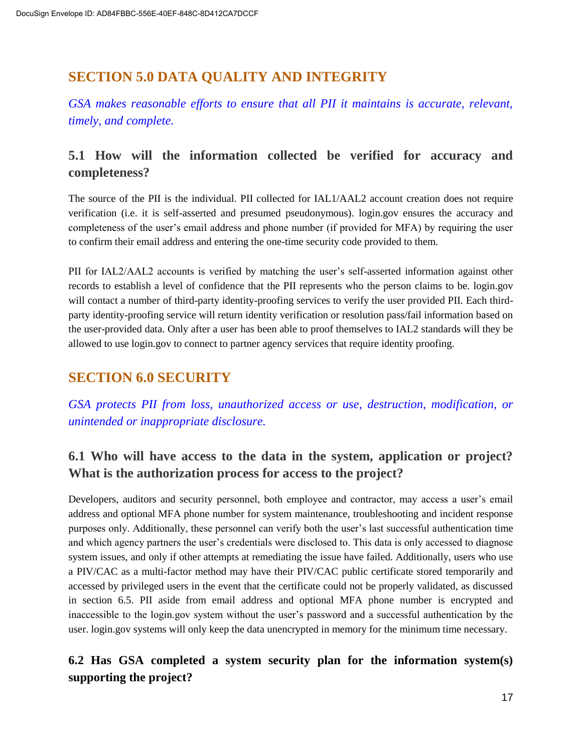## SECTION 5.0 DATA QUALITY AND INTEGRITY

*GSA makes reasonable efforts to ensure that all PII it maintains is accurate, relevant, timely, and complete.*

### 5.1 How will the information collected be verified for accuracy and completeness?

The source of the PII is the individual. PII collected for IAL1/AAL2 account creation does not require verification (i.e. it is self-asserted and presumed pseudonymous). login.gov ensures the accuracy and completeness of the user's email address and phone number (if provided for MFA) by requiring the user to confirm their email address and entering the one-time security code provided to them.

PII for IAL2/AAL2 accounts is verified by matching the user's self-asserted information against other records to establish a level of confidence that the PII represents who the person claims to be. login.gov will contact a number of third-party identity-proofing services to verify the user provided PII. Each third-party identity-proofing service will return identity verification or resolution pass/fail information based on the user-provided data. Only after a user has been able to proof themselves to IAL2 standards will they be allowed to use login.gov to connect to partner agency services that require identity proofing.

## SECTION 6.0 SECURITY

*GSA protects PII from loss, unauthorized access or use, destruction, modification, or unintended or inappropriate disclosure.*

### 6.1 Who will have access to the data in the system, application or project? What is the authorization process for access to the project?

Developers, auditors and security personnel, both employee and contractor, may access a user's email address and optional MFA phone number for system maintenance, troubleshooting and incident response purposes only. Additionally, these personnel can verify both the user's last successful authentication time and which agency partners the user's credentials were disclosed to. This data is only accessed to diagnose system issues, and only if other attempts at remediating the issue have failed. Additionally, users who use a PIV/CAC as a multi-factor method may have their PIV/CAC public certificate stored temporarily and accessed by privileged users in the event that the certificate could not be properly validated, as discussed in section 6.5. PII aside from email address and optional MFA phone number is encrypted and inaccessible to the login.gov system without the user's password and a successful authentication by the user. login.gov systems will only keep the data unencrypted in memory for the minimum time necessary.

### 6.2 Has GSA completed a system security plan for the information system(s) supporting the project?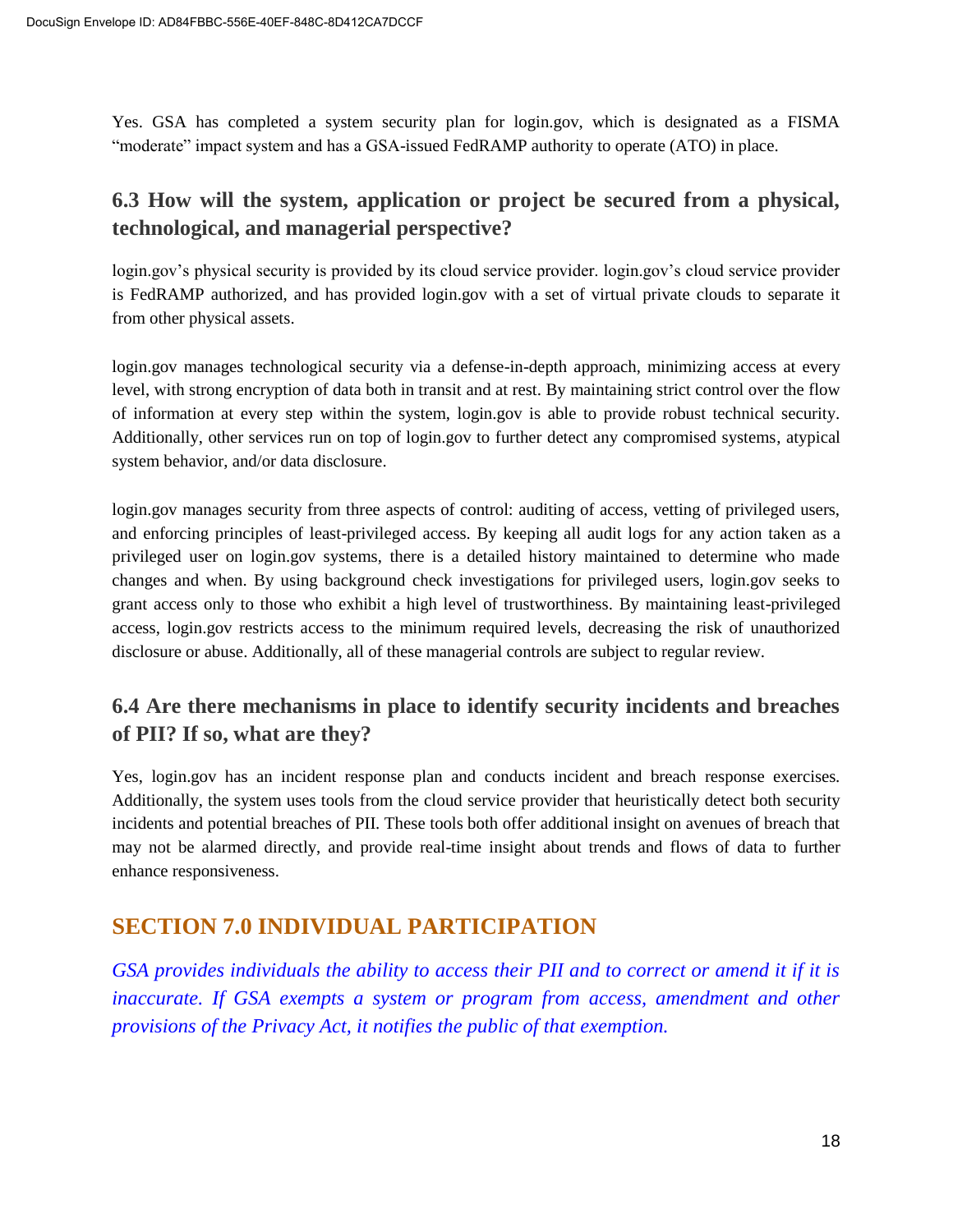Yes. GSA has completed a system security plan for login.gov, which is designated as a FISMA "moderate" impact system and has a GSA-issued FedRAMP authority to operate (ATO) in place.

### 6.3 How will the system, application or project be secured from a physical, technological, and managerial perspective?

login.gov's physical security is provided by its cloud service provider. login.gov's cloud service provider is FedRAMP authorized, and has provided login.gov with a set of virtual private clouds to separate it from other physical assets.

login.gov manages technological security via a defense-in-depth approach, minimizing access at every level, with strong encryption of data both in transit and at rest. By maintaining strict control over the flow of information at every step within the system, login.gov is able to provide robust technical security. Additionally, other services run on top of login.gov to further detect any compromised systems, atypical system behavior, and/or data disclosure.

login.gov manages security from three aspects of control: auditing of access, vetting of privileged users, and enforcing principles of least-privileged access. By keeping all audit logs for any action taken as a privileged user on login.gov systems, there is a detailed history maintained to determine who made changes and when. By using background check investigations for privileged users, login.gov seeks to grant access only to those who exhibit a high level of trustworthiness. By maintaining least-privileged access, login.gov restricts access to the minimum required levels, decreasing the risk of unauthorized disclosure or abuse. Additionally, all of these managerial controls are subject to regular review.

### 6.4 Are there mechanisms in place to identify security incidents and breaches of PII? If so, what are they?

Yes, login.gov has an incident response plan and conducts incident and breach response exercises. Additionally, the system uses tools from the cloud service provider that heuristically detect both security incidents and potential breaches of PII. These tools both offer additional insight on avenues of breach that may not be alarmed directly, and provide real-time insight about trends and flows of data to further enhance responsiveness.

## SECTION 7.0 INDIVIDUAL PARTICIPATION

*GSA provides individuals the ability to access their PII and to correct or amend it if it is inaccurate. If GSA exempts a system or program from access, amendment and other provisions of the Privacy Act, it notifies the public of that exemption.*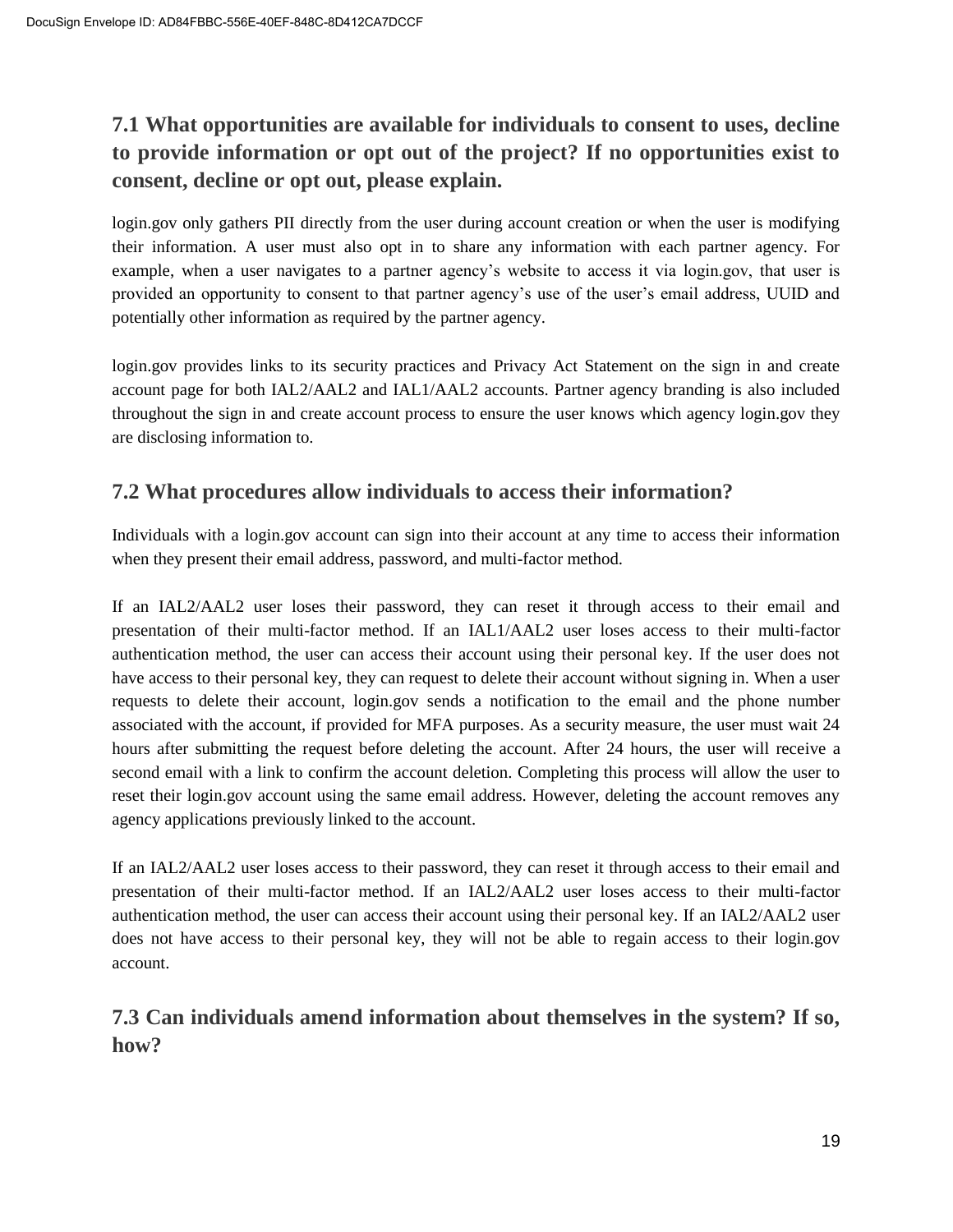## 7.1 What opportunities are available for individuals to consent to uses, decline to provide information or opt out of the project? If no opportunities exist to consent, decline or opt out, please explain.

login.gov only gathers PII directly from the user during account creation or when the user is modifying their information. A user must also opt in to share any information with each partner agency. For example, when a user navigates to a partner agency's website to access it via login.gov, that user is provided an opportunity to consent to that partner agency's use of the user's email address, UUID and potentially other information as required by the partner agency.

login.gov provides links to its security practices and Privacy Act Statement on the sign in and create account page for both IAL2/AAL2 and IAL1/AAL2 accounts. Partner agency branding is also included throughout the sign in and create account process to ensure the user knows which agency login.gov they are disclosing information to.

## 7.2 What procedures allow individuals to access their information?

Individuals with a login.gov account can sign into their account at any time to access their information when they present their email address, password, and multi-factor method.

If an IAL2/AAL2 user loses their password, they can reset it through access to their email and presentation of their multi-factor method. If an IAL1/AAL2 user loses access to their multi-factor authentication method, the user can access their account using their personal key. If the user does not have access to their personal key, they can request to delete their account without signing in. When a user requests to delete their account, login.gov sends a notification to the email and the phone number associated with the account, if provided for MFA purposes. As a security measure, the user must wait 24 hours after submitting the request before deleting the account. After 24 hours, the user will receive a second email with a link to confirm the account deletion. Completing this process will allow the user to reset their login.gov account using the same email address. However, deleting the account removes any agency applications previously linked to the account.

If an IAL2/AAL2 user loses access to their password, they can reset it through access to their email and presentation of their multi-factor method. If an IAL2/AAL2 user loses access to their multi-factor authentication method, the user can access their account using their personal key. If an IAL2/AAL2 user does not have access to their personal key, they will not be able to regain access to their login.gov account.

## 7.3 Can individuals amend information about themselves in the system? If so, how?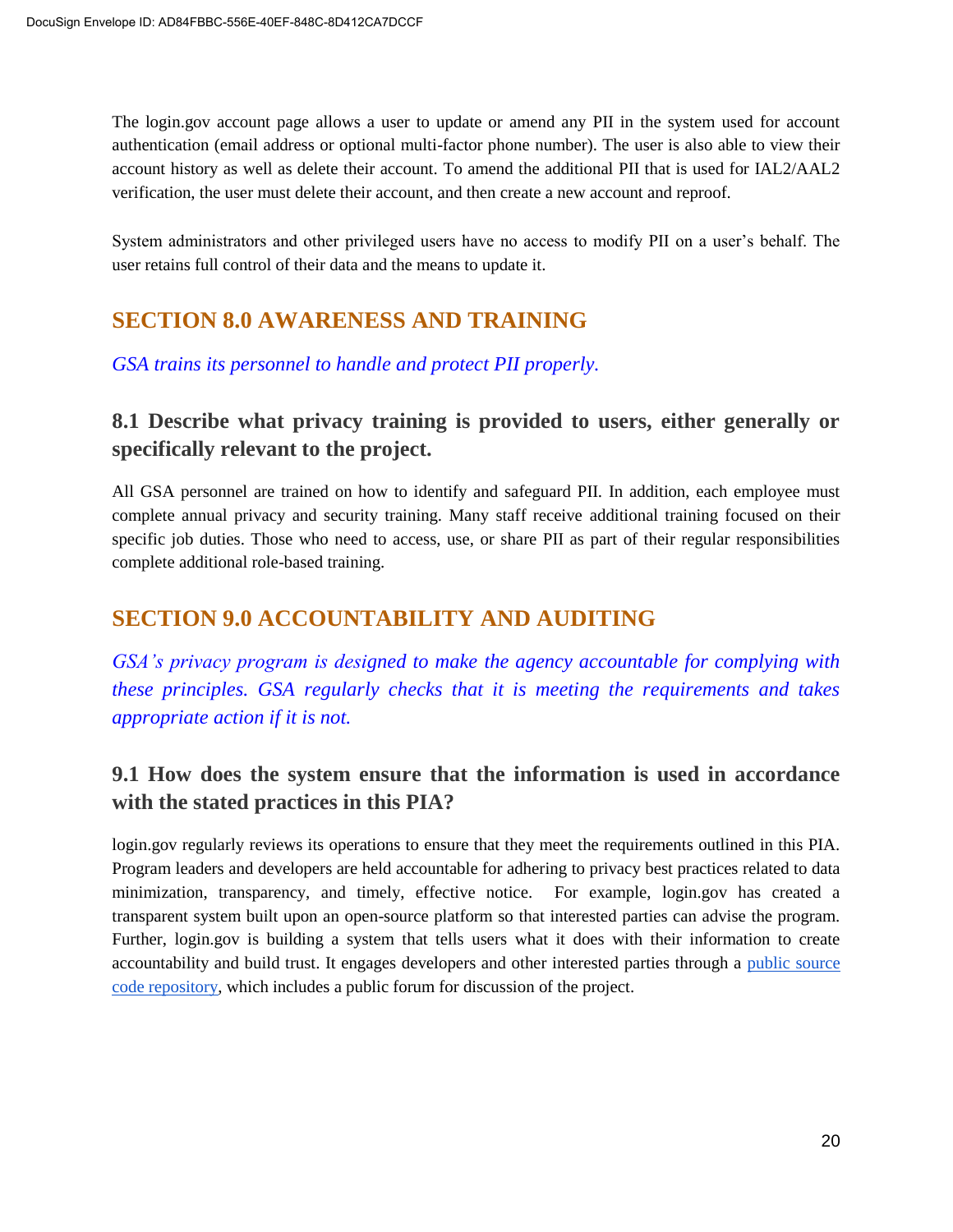The login.gov account page allows a user to update or amend any PII in the system used for account authentication (email address or optional multi-factor phone number). The user is also able to view their account history as well as delete their account. To amend the additional PII that is used for IAL2/AAL2 verification, the user must delete their account, and then create a new account and reproof.

System administrators and other privileged users have no access to modify PII on a user's behalf. The user retains full control of their data and the means to update it.

## SECTION 8.0 AWARENESS AND TRAINING

*GSA trains its personnel to handle and protect PII properly.*

### 8.1 Describe what privacy training is provided to users, either generally or specifically relevant to the project.

All GSA personnel are trained on how to identify and safeguard PII. In addition, each employee must complete annual privacy and security training. Many staff receive additional training focused on their specific job duties. Those who need to access, use, or share PII as part of their regular responsibilities complete additional role-based training.

## SECTION 9.0 ACCOUNTABILITY AND AUDITING

*GSA's privacy program is designed to make the agency accountable for complying with these principles. GSA regularly checks that it is meeting the requirements and takes appropriate action if it is not.*

### 9.1 How does the system ensure that the information is used in accordance with the stated practices in this PIA?

login.gov regularly reviews its operations to ensure that they meet the requirements outlined in this PIA. Program leaders and developers are held accountable for adhering to privacy best practices related to data minimization, transparency, and timely, effective notice. For example, login.gov has created a transparent system built upon an open-source platform so that interested parties can advise the program. Further, login.gov is building a system that tells users what it does with their information to create accountability and build trust. It engages developers and other interested parties through a public source code repository, which includes a public forum for discussion of the project.